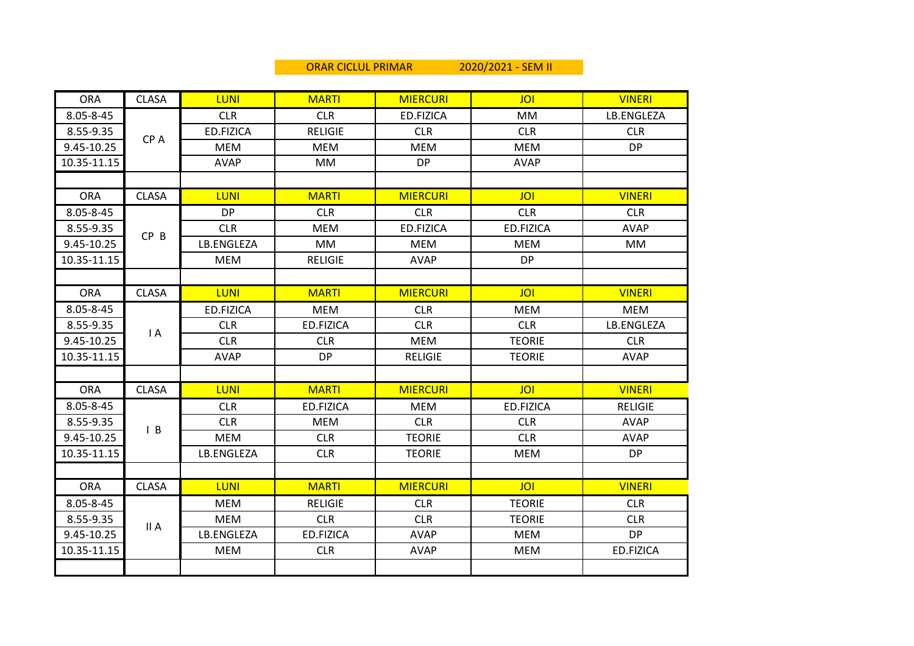ORAR CICLUL PRIMAR 2020/2021 - SEM II

| ORA | CLASA | LUNI | MARTI | MIERCURI | JOI | VINERI |
|---|---|---|---|---|---|---|
| 8.05-8-45 | CP A | CLR | CLR | ED.FIZICA | MM | LB.ENGLEZA |
| 8.55-9.35 | | ED.FIZICA | RELIGIE | CLR | CLR | CLR |
| 9.45-10.25 | | MEM | MEM | MEM | MEM | DP |
| 10.35-11.15 | | AVAP | MM | DP | AVAP | |
| | | | | | | |
| ORA | CLASA | LUNI | MARTI | MIERCURI | JOI | VINERI |
| 8.05-8-45 | CP B | DP | CLR | CLR | CLR | CLR |
| 8.55-9.35 | | CLR | MEM | ED.FIZICA | ED.FIZICA | AVAP |
| 9.45-10.25 | | LB.ENGLEZA | MM | MEM | MEM | MM |
| 10.35-11.15 | | MEM | RELIGIE | AVAP | DP | |
| | | | | | | |
| ORA | CLASA | LUNI | MARTI | MIERCURI | JOI | VINERI |
| 8.05-8-45 | I A | ED.FIZICA | MEM | CLR | MEM | MEM |
| 8.55-9.35 | | CLR | ED.FIZICA | CLR | CLR | LB.ENGLEZA |
| 9.45-10.25 | | CLR | CLR | MEM | TEORIE | CLR |
| 10.35-11.15 | | AVAP | DP | RELIGIE | TEORIE | AVAP |
| | | | | | | |
| ORA | CLASA | LUNI | MARTI | MIERCURI | JOI | VINERI |
| 8.05-8-45 | I B | CLR | ED.FIZICA | MEM | ED.FIZICA | RELIGIE |
| 8.55-9.35 | | CLR | MEM | CLR | CLR | AVAP |
| 9.45-10.25 | | MEM | CLR | TEORIE | CLR | AVAP |
| 10.35-11.15 | | LB.ENGLEZA | CLR | TEORIE | MEM | DP |
| | | | | | | |
| ORA | CLASA | LUNI | MARTI | MIERCURI | JOI | VINERI |
| 8.05-8-45 | II A | MEM | RELIGIE | CLR | TEORIE | CLR |
| 8.55-9.35 | | MEM | CLR | CLR | TEORIE | CLR |
| 9.45-10.25 | | LB.ENGLEZA | ED.FIZICA | AVAP | MEM | DP |
| 10.35-11.15 | | MEM | CLR | AVAP | MEM | ED.FIZICA |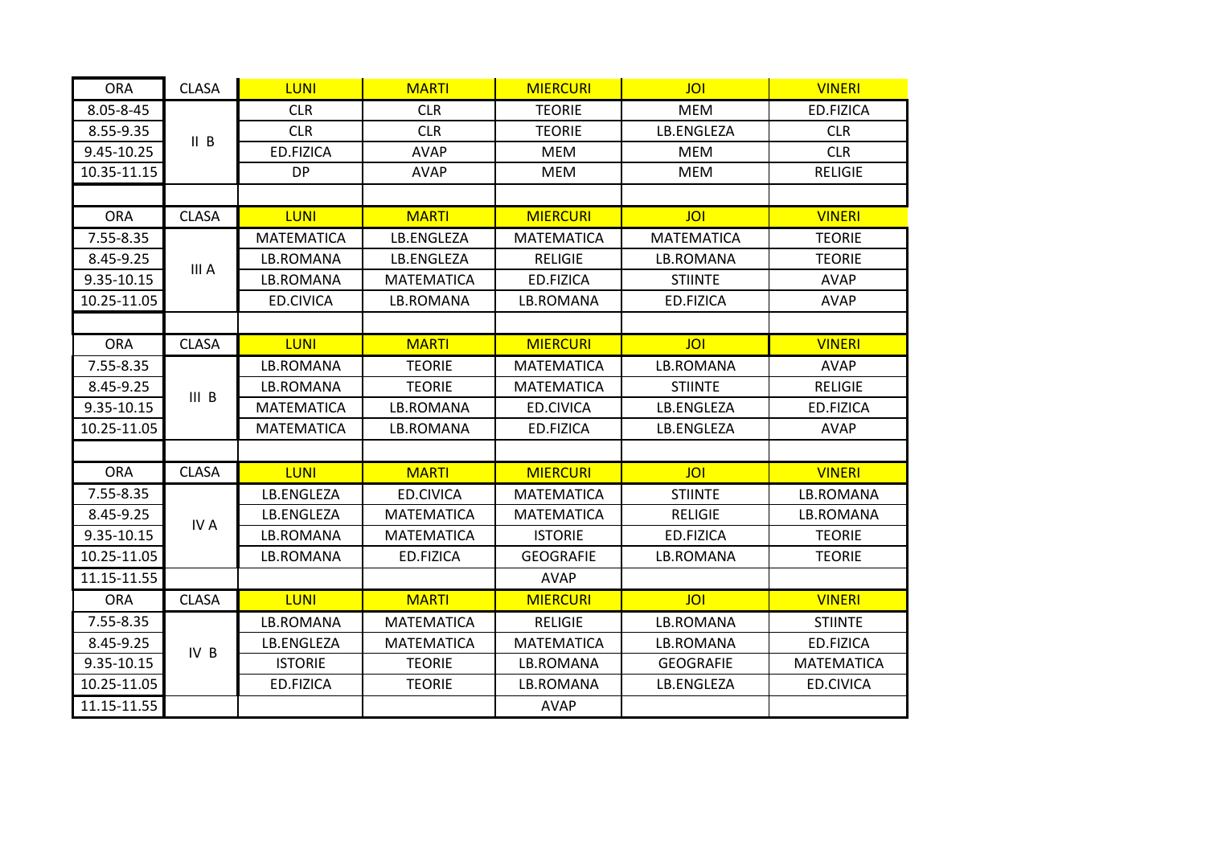| ORA | CLASA | LUNI | MARTI | MIERCURI | JOI | VINERI |
|---|---|---|---|---|---|---|
| 8.05-8-45 | II B | CLR | CLR | TEORIE | MEM | ED.FIZICA |
| 8.55-9.35 | | CLR | CLR | TEORIE | LB.ENGLEZA | CLR |
| 9.45-10.25 | | ED.FIZICA | AVAP | MEM | MEM | CLR |
| 10.35-11.15 | | DP | AVAP | MEM | MEM | RELIGIE |

| ORA | CLASA | LUNI | MARTI | MIERCURI | JOI | VINERI |
|---|---|---|---|---|---|---|
| 7.55-8.35 | III A | MATEMATICA | LB.ENGLEZA | MATEMATICA | MATEMATICA | TEORIE |
| 8.45-9.25 | | LB.ROMANA | LB.ENGLEZA | RELIGIE | LB.ROMANA | TEORIE |
| 9.35-10.15 | | LB.ROMANA | MATEMATICA | ED.FIZICA | STIINTE | AVAP |
| 10.25-11.05 | | ED.CIVICA | LB.ROMANA | LB.ROMANA | ED.FIZICA | AVAP |

| ORA | CLASA | LUNI | MARTI | MIERCURI | JOI | VINERI |
|---|---|---|---|---|---|---|
| 7.55-8.35 | III B | LB.ROMANA | TEORIE | MATEMATICA | LB.ROMANA | AVAP |
| 8.45-9.25 | | LB.ROMANA | TEORIE | MATEMATICA | STIINTE | RELIGIE |
| 9.35-10.15 | | MATEMATICA | LB.ROMANA | ED.CIVICA | LB.ENGLEZA | ED.FIZICA |
| 10.25-11.05 | | MATEMATICA | LB.ROMANA | ED.FIZICA | LB.ENGLEZA | AVAP |

| ORA | CLASA | LUNI | MARTI | MIERCURI | JOI | VINERI |
|---|---|---|---|---|---|---|
| 7.55-8.35 | IV A | LB.ENGLEZA | ED.CIVICA | MATEMATICA | STIINTE | LB.ROMANA |
| 8.45-9.25 | | LB.ENGLEZA | MATEMATICA | MATEMATICA | RELIGIE | LB.ROMANA |
| 9.35-10.15 | | LB.ROMANA | MATEMATICA | ISTORIE | ED.FIZICA | TEORIE |
| 10.25-11.05 | | LB.ROMANA | ED.FIZICA | GEOGRAFIE | LB.ROMANA | TEORIE |
| 11.15-11.55 | | | | AVAP | | |

| ORA | CLASA | LUNI | MARTI | MIERCURI | JOI | VINERI |
|---|---|---|---|---|---|---|
| 7.55-8.35 | IV B | LB.ROMANA | MATEMATICA | RELIGIE | LB.ROMANA | STIINTE |
| 8.45-9.25 | | LB.ENGLEZA | MATEMATICA | MATEMATICA | LB.ROMANA | ED.FIZICA |
| 9.35-10.15 | | ISTORIE | TEORIE | LB.ROMANA | GEOGRAFIE | MATEMATICA |
| 10.25-11.05 | | ED.FIZICA | TEORIE | LB.ROMANA | LB.ENGLEZA | ED.CIVICA |
| 11.15-11.55 | | | | AVAP | | |